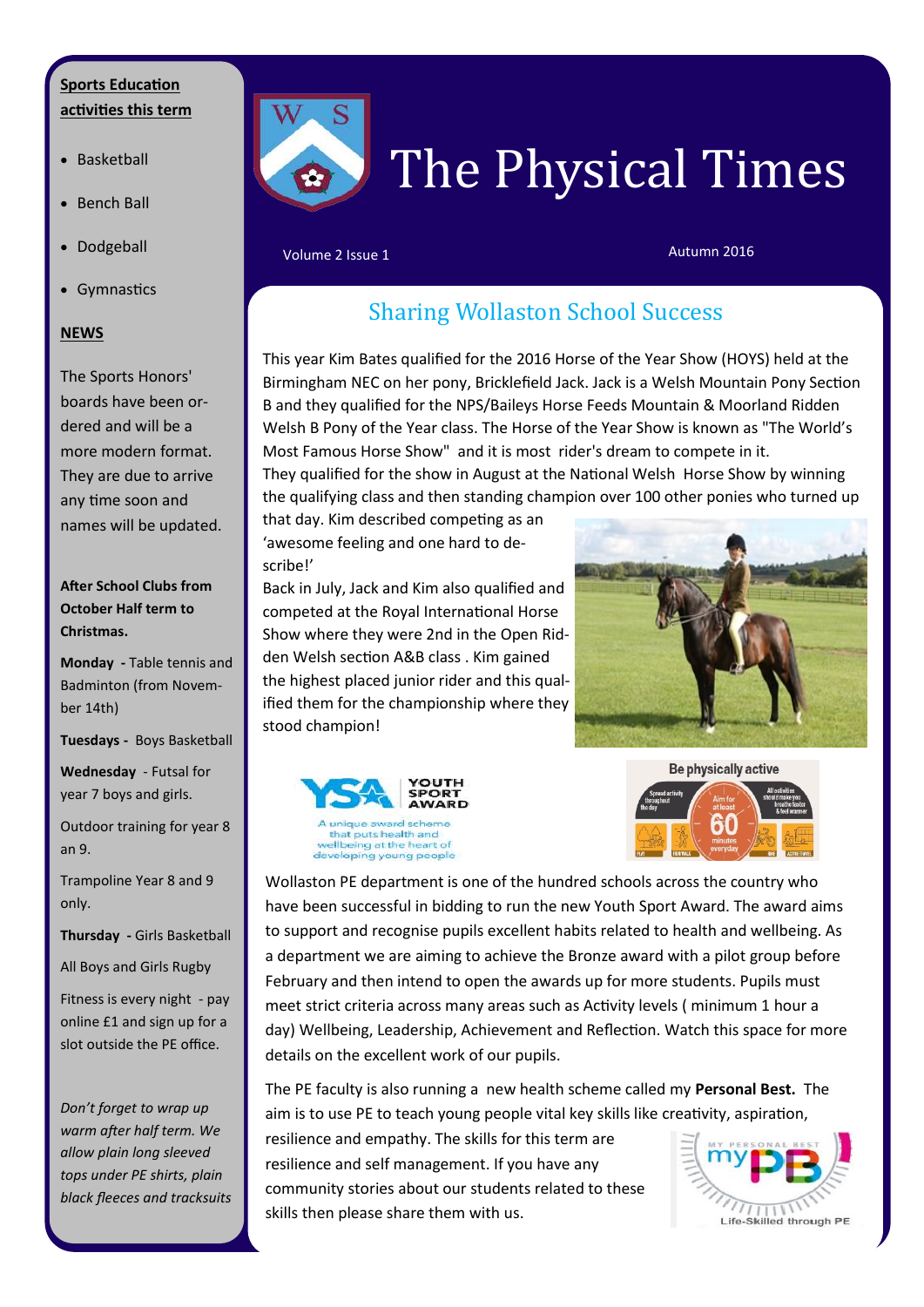# The Physical Times

Volume 2 Issue 1

Autumn 2016

## Sharing Wollaston School Success

This year Kim Bates qualified for the 2016 Horse of the Year Show (HOYS) held at the Birmingham NEC on her pony, Bricklefield Jack. Jack is a Welsh Mountain Pony Section B and they qualified for the NPS/Baileys Horse Feeds Mountain & Moorland Ridden Welsh B Pony of the Year class. The Horse of the Year Show is known as "The World's Most Famous Horse Show" and it is most rider's dream to compete in it. They qualified for the show in August at the National Welsh Horse Show by winning the qualifying class and then standing champion over 100 other ponies who turned up that day. Kim described competing as an 'awesome feeling and one hard to describe!'

Back in July, Jack and Kim also qualified and competed at the Royal International Horse Show where they were 2nd in the Open Ridden Welsh section A&B class . Kim gained the highest placed junior rider and this qualified them for the championship where they stood champion!

Wollaston PE department is one of the hundred schools across the country who have been successful in bidding to run the new Youth Sport Award. The award aims to support and recognise pupils excellent habits related to health and wellbeing. As a department we are aiming to achieve the Bronze award with a pilot group before February and then intend to open the awards up for more students. Pupils must meet strict criteria across many areas such as Activity levels ( minimum 1 hour a day) Wellbeing, Leadership, Achievement and Reflection. Watch this space for more details on the excellent work of our pupils.

The PE faculty is also running a new health scheme called my **Personal Best.** The aim is to use PE to teach young people vital key skills like creativity, aspiration, resilience and empathy. The skills for this term are resilience and self management. If you have any community stories about our students related to these skills then please share them with us.

---

**Sports Education activities this term**

- Basketball
- Bench Ball
- Dodgeball
- Gymnastics

**NEWS**

The Sports Honors' boards have been ordered and will be a more modern format. They are due to arrive any time soon and names will be updated.

**After School Clubs from October Half term to Christmas.**

**Monday** - Table tennis and Badminton (from November 14th)

**Tuesdays** - Boys Basketball

**Wednesday** - Futsal for year 7 boys and girls.

Outdoor training for year 8 an 9.

Trampoline Year 8 and 9 only.

**Thursday** - Girls Basketball

All Boys and Girls Rugby

Fitness is every night - pay online £1 and sign up for a slot outside the PE office.

*Don't forget to wrap up warm after half term. We allow plain long sleeved tops under PE shirts, plain black fleeces and tracksuits*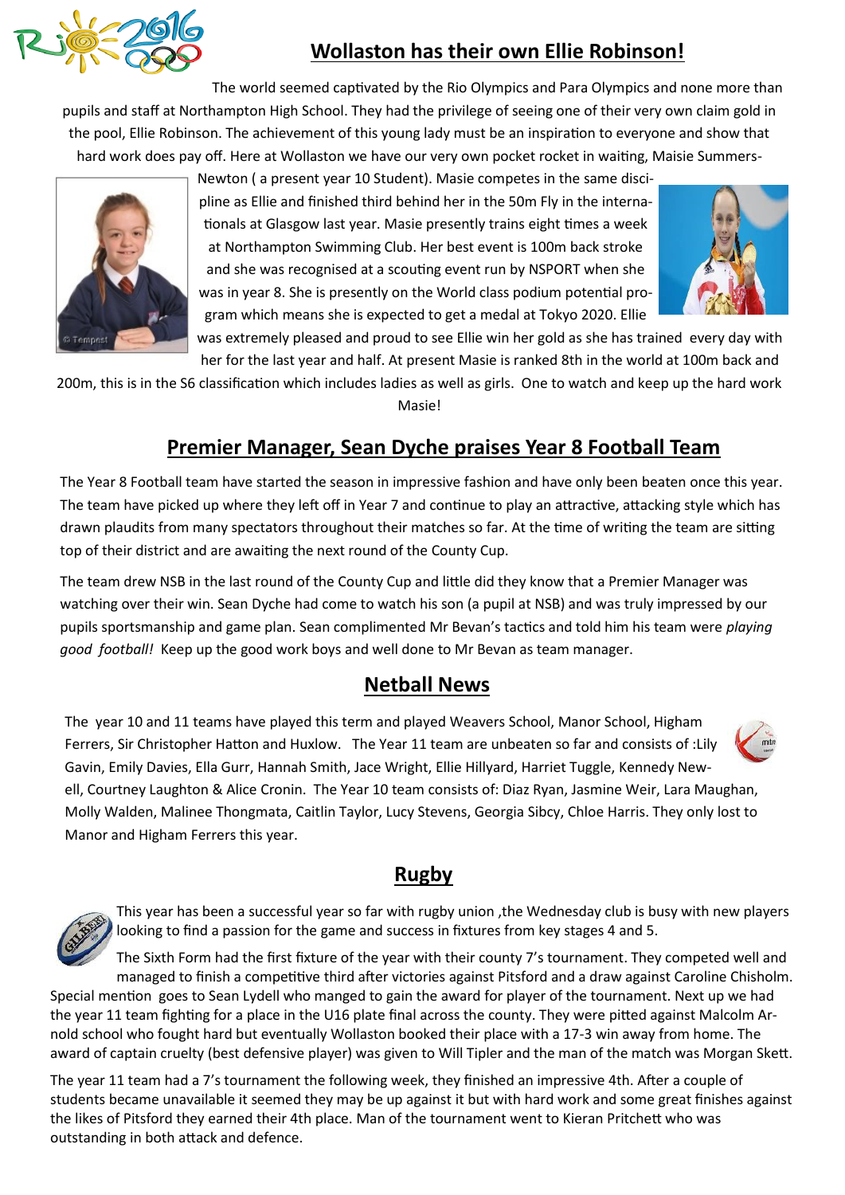## Wollaston has their own Ellie Robinson!

The world seemed captivated by the Rio Olympics and Para Olympics and none more than pupils and staff at Northampton High School. They had the privilege of seeing one of their very own claim gold in the pool, Ellie Robinson. The achievement of this young lady must be an inspiration to everyone and show that hard work does pay off. Here at Wollaston we have our very own pocket rocket in waiting, Maisie Summers-Newton ( a present year 10 Student). Masie competes in the same discipline as Ellie and finished third behind her in the 50m Fly in the internationals at Glasgow last year. Masie presently trains eight times a week at Northampton Swimming Club. Her best event is 100m back stroke and she was recognised at a scouting event run by NSPORT when she was in year 8. She is presently on the World class podium potential program which means she is expected to get a medal at Tokyo 2020. Ellie was extremely pleased and proud to see Ellie win her gold as she has trained every day with her for the last year and half. At present Masie is ranked 8th in the world at 100m back and 200m, this is in the S6 classification which includes ladies as well as girls. One to watch and keep up the hard work Masie!

## Premier Manager, Sean Dyche praises Year 8 Football Team

The Year 8 Football team have started the season in impressive fashion and have only been beaten once this year. The team have picked up where they left off in Year 7 and continue to play an attractive, attacking style which has drawn plaudits from many spectators throughout their matches so far. At the time of writing the team are sitting top of their district and are awaiting the next round of the County Cup.

The team drew NSB in the last round of the County Cup and little did they know that a Premier Manager was watching over their win. Sean Dyche had come to watch his son (a pupil at NSB) and was truly impressed by our pupils sportsmanship and game plan. Sean complimented Mr Bevan's tactics and told him his team were *playing good football!* Keep up the good work boys and well done to Mr Bevan as team manager.

## Netball News

The year 10 and 11 teams have played this term and played Weavers School, Manor School, Higham Ferrers, Sir Christopher Hatton and Huxlow. The Year 11 team are unbeaten so far and consists of :Lily Gavin, Emily Davies, Ella Gurr, Hannah Smith, Jace Wright, Ellie Hillyard, Harriet Tuggle, Kennedy Newell, Courtney Laughton & Alice Cronin. The Year 10 team consists of: Diaz Ryan, Jasmine Weir, Lara Maughan, Molly Walden, Malinee Thongmata, Caitlin Taylor, Lucy Stevens, Georgia Sibcy, Chloe Harris. They only lost to Manor and Higham Ferrers this year.

## Rugby

This year has been a successful year so far with rugby union ,the Wednesday club is busy with new players looking to find a passion for the game and success in fixtures from key stages 4 and 5.

The Sixth Form had the first fixture of the year with their county 7's tournament. They competed well and managed to finish a competitive third after victories against Pitsford and a draw against Caroline Chisholm. Special mention goes to Sean Lydell who manged to gain the award for player of the tournament. Next up we had the year 11 team fighting for a place in the U16 plate final across the county. They were pitted against Malcolm Arnold school who fought hard but eventually Wollaston booked their place with a 17-3 win away from home. The award of captain cruelty (best defensive player) was given to Will Tipler and the man of the match was Morgan Skett.

The year 11 team had a 7's tournament the following week, they finished an impressive 4th. After a couple of students became unavailable it seemed they may be up against it but with hard work and some great finishes against the likes of Pitsford they earned their 4th place. Man of the tournament went to Kieran Pritchett who was outstanding in both attack and defence.